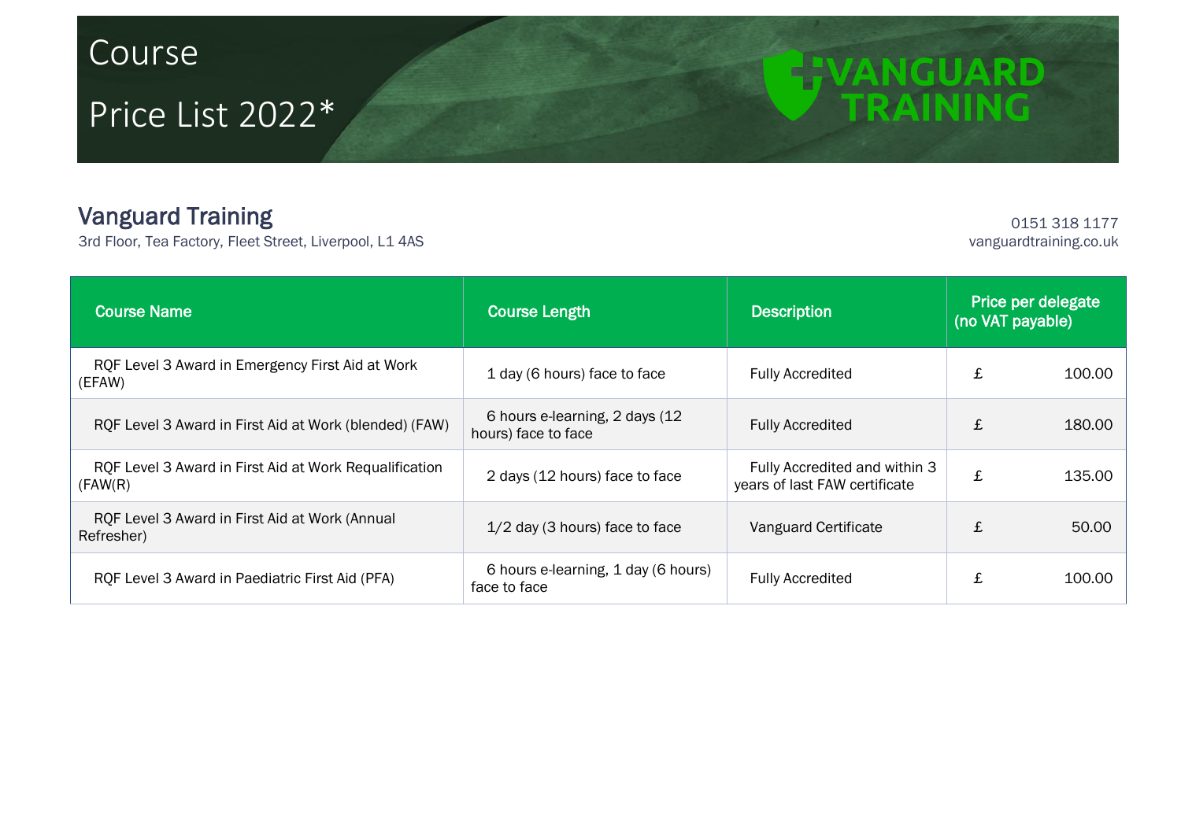# Course

# Price List 2022*

VANGUARD TRAINING

## Vanguard Training

3rd Floor, Tea Factory, Fleet Street, Liverpool, L1 4AS

0151 318 1177
vanguardtraining.co.uk

| Course Name | Course Length | Description | Price per delegate (no VAT payable) |
|---|---|---|---|
| RQF Level 3 Award in Emergency First Aid at Work (EFAW) | 1 day (6 hours) face to face | Fully Accredited | £ 100.00 |
| RQF Level 3 Award in First Aid at Work (blended) (FAW) | 6 hours e-learning, 2 days (12 hours) face to face | Fully Accredited | £ 180.00 |
| RQF Level 3 Award in First Aid at Work Requalification (FAW(R) | 2 days (12 hours) face to face | Fully Accredited and within 3 years of last FAW certificate | £ 135.00 |
| RQF Level 3 Award in First Aid at Work (Annual Refresher) | 1/2 day (3 hours) face to face | Vanguard Certificate | £ 50.00 |
| RQF Level 3 Award in Paediatric First Aid (PFA) | 6 hours e-learning, 1 day (6 hours) face to face | Fully Accredited | £ 100.00 |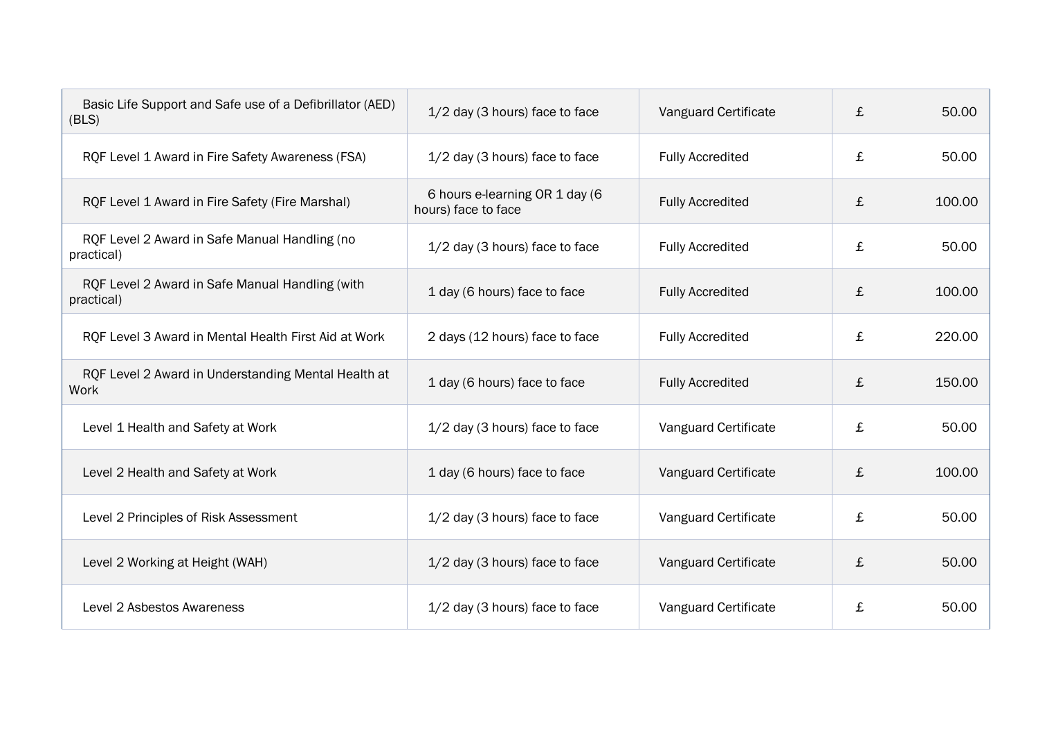| | | | | |
|---|---|---|---|---|
| Basic Life Support and Safe use of a Defibrillator (AED) (BLS) | 1/2 day (3 hours) face to face | Vanguard Certificate | £ | 50.00 |
| RQF Level 1 Award in Fire Safety Awareness (FSA) | 1/2 day (3 hours) face to face | Fully Accredited | £ | 50.00 |
| RQF Level 1 Award in Fire Safety (Fire Marshal) | 6 hours e-learning OR 1 day (6 hours) face to face | Fully Accredited | £ | 100.00 |
| RQF Level 2 Award in Safe Manual Handling (no practical) | 1/2 day (3 hours) face to face | Fully Accredited | £ | 50.00 |
| RQF Level 2 Award in Safe Manual Handling (with practical) | 1 day (6 hours) face to face | Fully Accredited | £ | 100.00 |
| RQF Level 3 Award in Mental Health First Aid at Work | 2 days (12 hours) face to face | Fully Accredited | £ | 220.00 |
| RQF Level 2 Award in Understanding Mental Health at Work | 1 day (6 hours) face to face | Fully Accredited | £ | 150.00 |
| Level 1 Health and Safety at Work | 1/2 day (3 hours) face to face | Vanguard Certificate | £ | 50.00 |
| Level 2 Health and Safety at Work | 1 day (6 hours) face to face | Vanguard Certificate | £ | 100.00 |
| Level 2 Principles of Risk Assessment | 1/2 day (3 hours) face to face | Vanguard Certificate | £ | 50.00 |
| Level 2 Working at Height (WAH) | 1/2 day (3 hours) face to face | Vanguard Certificate | £ | 50.00 |
| Level 2 Asbestos Awareness | 1/2 day (3 hours) face to face | Vanguard Certificate | £ | 50.00 |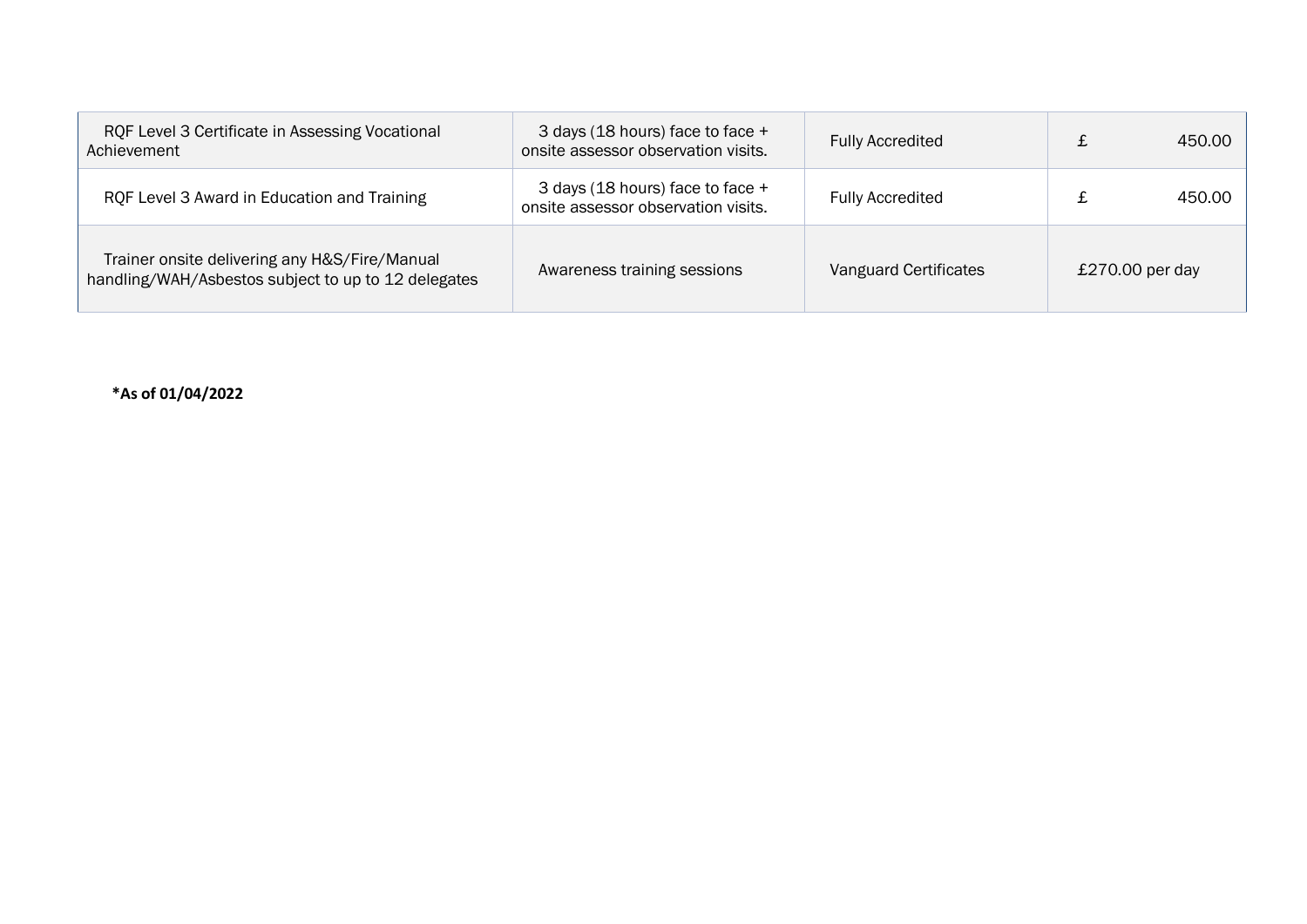| | | | |
|---|---|---|---|
| RQF Level 3 Certificate in Assessing Vocational Achievement | 3 days (18 hours) face to face + onsite assessor observation visits. | Fully Accredited | £ 450.00 |
| RQF Level 3 Award in Education and Training | 3 days (18 hours) face to face + onsite assessor observation visits. | Fully Accredited | £ 450.00 |
| Trainer onsite delivering any H&S/Fire/Manual handling/WAH/Asbestos subject to up to 12 delegates | Awareness training sessions | Vanguard Certificates | £270.00 per day |

**\*As of 01/04/2022**